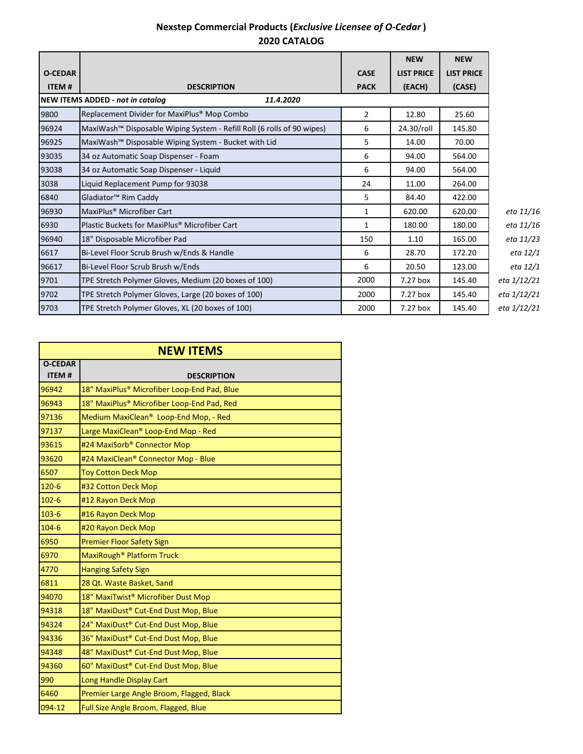# Nexstep Commercial Products (*Exclusive Licensee of O-Cedar*)
## 2020 CATALOG

| O-CEDAR ITEM # | DESCRIPTION | CASE PACK | NEW LIST PRICE (EACH) | NEW LIST PRICE (CASE) | |
|---|---|---|---|---|---|
| **NEW ITEMS ADDED** - ***not in catalog*** | ***11.4.2020*** | | | | |
| 9800 | Replacement Divider for MaxiPlus® Mop Combo | 2 | 12.80 | 25.60 | |
| 96924 | MaxiWash™ Disposable Wiping System - Refill Roll (6 rolls of 90 wipes) | 6 | 24.30/roll | 145.80 | |
| 96925 | MaxiWash™ Disposable Wiping System - Bucket with Lid | 5 | 14.00 | 70.00 | |
| 93035 | 34 oz Automatic Soap Dispenser - Foam | 6 | 94.00 | 564.00 | |
| 93038 | 34 oz Automatic Soap Dispenser - Liquid | 6 | 94.00 | 564.00 | |
| 3038 | Liquid Replacement Pump for 93038 | 24 | 11.00 | 264.00 | |
| 6840 | Gladiator™ Rim Caddy | 5 | 84.40 | 422.00 | |
| 96930 | MaxiPlus® Microfiber Cart | 1 | 620.00 | 620.00 | *eta 11/16* |
| 6930 | Plastic Buckets for MaxiPlus® Microfiber Cart | 1 | 180.00 | 180.00 | *eta 11/16* |
| 96940 | 18" Disposable Microfiber Pad | 150 | 1.10 | 165.00 | *eta 11/23* |
| 6617 | Bi-Level Floor Scrub Brush w/Ends & Handle | 6 | 28.70 | 172.20 | *eta 12/1* |
| 96617 | Bi-Level Floor Scrub Brush w/Ends | 6 | 20.50 | 123.00 | *eta 12/1* |
| 9701 | TPE Stretch Polymer Gloves, Medium (20 boxes of 100) | 2000 | 7.27 box | 145.40 | *eta 1/12/21* |
| 9702 | TPE Stretch Polymer Gloves, Large (20 boxes of 100) | 2000 | 7.27 box | 145.40 | *eta 1/12/21* |
| 9703 | TPE Stretch Polymer Gloves, XL (20 boxes of 100) | 2000 | 7.27 box | 145.40 | *eta 1/12/21* |

## NEW ITEMS

| O-CEDAR ITEM # | DESCRIPTION |
|---|---|
| 96942 | 18" MaxiPlus® Microfiber Loop-End Pad, Blue |
| 96943 | 18" MaxiPlus® Microfiber Loop-End Pad, Red |
| 97136 | Medium MaxiClean® Loop-End Mop, - Red |
| 97137 | Large MaxiClean® Loop-End Mop - Red |
| 93615 | #24 MaxiSorb® Connector Mop |
| 93620 | #24 MaxiClean® Connector Mop - Blue |
| 6507 | Toy Cotton Deck Mop |
| 120-6 | #32 Cotton Deck Mop |
| 102-6 | #12 Rayon Deck Mop |
| 103-6 | #16 Rayon Deck Mop |
| 104-6 | #20 Rayon Deck Mop |
| 6950 | Premier Floor Safety Sign |
| 6970 | MaxiRough® Platform Truck |
| 4770 | Hanging Safety Sign |
| 6811 | 28 Qt. Waste Basket, Sand |
| 94070 | 18" MaxiTwist® Microfiber Dust Mop |
| 94318 | 18" MaxiDust® Cut-End Dust Mop, Blue |
| 94324 | 24" MaxiDust® Cut-End Dust Mop, Blue |
| 94336 | 36" MaxiDust® Cut-End Dust Mop, Blue |
| 94348 | 48" MaxiDust® Cut-End Dust Mop, Blue |
| 94360 | 60" MaxiDust® Cut-End Dust Mop, Blue |
| 990 | Long Handle Display Cart |
| 6460 | Premier Large Angle Broom, Flagged, Black |
| 094-12 | Full Size Angle Broom, Flagged, Blue |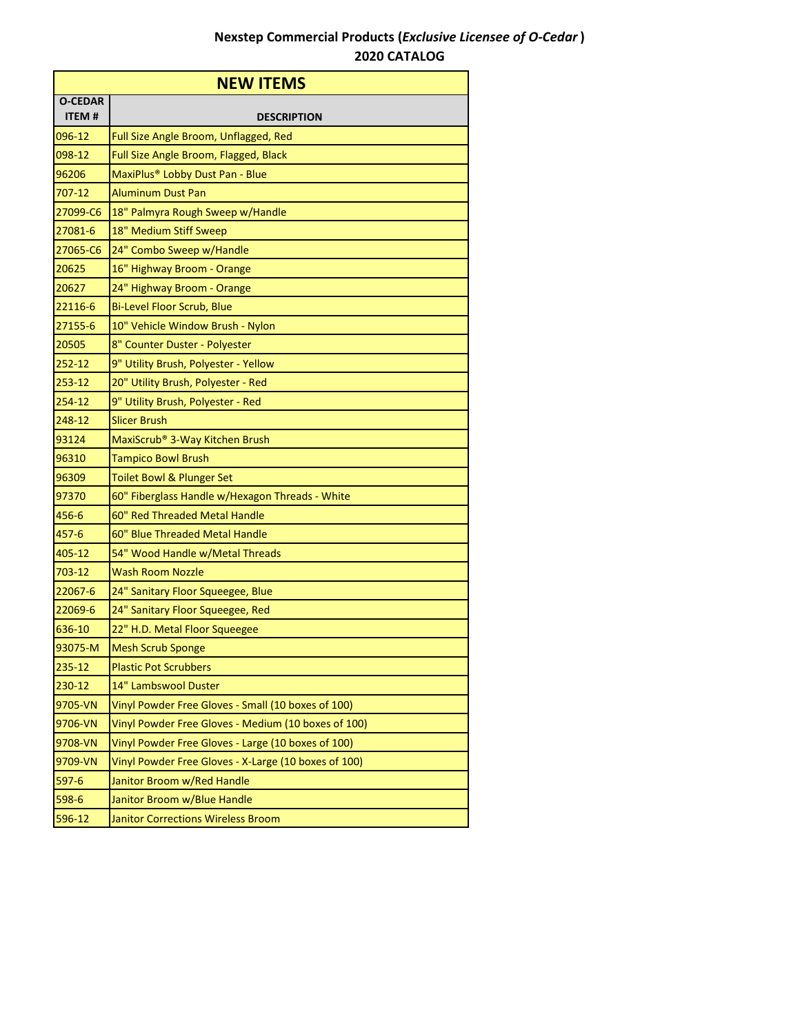**Nexstep Commercial Products (*Exclusive Licensee of O-Cedar*)**
**2020 CATALOG**

| NEW ITEMS | |
|---|---|
| **O-CEDAR ITEM #** | **DESCRIPTION** |
| 096-12 | Full Size Angle Broom, Unflagged, Red |
| 098-12 | Full Size Angle Broom, Flagged, Black |
| 96206 | MaxiPlus® Lobby Dust Pan - Blue |
| 707-12 | Aluminum Dust Pan |
| 27099-C6 | 18" Palmyra Rough Sweep w/Handle |
| 27081-6 | 18" Medium Stiff Sweep |
| 27065-C6 | 24" Combo Sweep w/Handle |
| 20625 | 16" Highway Broom - Orange |
| 20627 | 24" Highway Broom - Orange |
| 22116-6 | Bi-Level Floor Scrub, Blue |
| 27155-6 | 10" Vehicle Window Brush - Nylon |
| 20505 | 8" Counter Duster - Polyester |
| 252-12 | 9" Utility Brush, Polyester - Yellow |
| 253-12 | 20" Utility Brush, Polyester - Red |
| 254-12 | 9" Utility Brush, Polyester - Red |
| 248-12 | Slicer Brush |
| 93124 | MaxiScrub® 3-Way Kitchen Brush |
| 96310 | Tampico Bowl Brush |
| 96309 | Toilet Bowl & Plunger Set |
| 97370 | 60" Fiberglass Handle w/Hexagon Threads - White |
| 456-6 | 60" Red Threaded Metal Handle |
| 457-6 | 60" Blue Threaded Metal Handle |
| 405-12 | 54" Wood Handle w/Metal Threads |
| 703-12 | Wash Room Nozzle |
| 22067-6 | 24" Sanitary Floor Squeegee, Blue |
| 22069-6 | 24" Sanitary Floor Squeegee, Red |
| 636-10 | 22" H.D. Metal Floor Squeegee |
| 93075-M | Mesh Scrub Sponge |
| 235-12 | Plastic Pot Scrubbers |
| 230-12 | 14" Lambswool Duster |
| 9705-VN | Vinyl Powder Free Gloves - Small (10 boxes of 100) |
| 9706-VN | Vinyl Powder Free Gloves - Medium (10 boxes of 100) |
| 9708-VN | Vinyl Powder Free Gloves - Large (10 boxes of 100) |
| 9709-VN | Vinyl Powder Free Gloves - X-Large (10 boxes of 100) |
| 597-6 | Janitor Broom w/Red Handle |
| 598-6 | Janitor Broom w/Blue Handle |
| 596-12 | Janitor Corrections Wireless Broom |